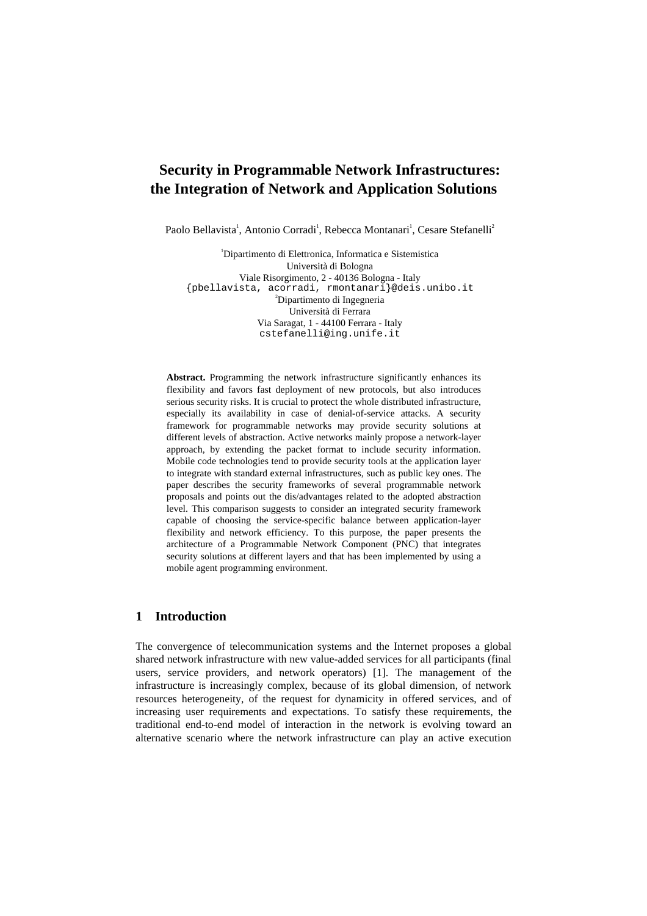# Security in Programmable Network Infrastructures: the Integration of Network and Application Solutions

Paolo Bellavista[1], Antonio Corradi[1], Rebecca Montanari[1], Cesare Stefanelli[2]

[1]Dipartimento di Elettronica, Informatica e Sistemistica
Università di Bologna
Viale Risorgimento, 2 - 40136 Bologna - Italy
{pbellavista, acorradi, rmontanari}@deis.unibo.it
[2]Dipartimento di Ingegneria
Università di Ferrara
Via Saragat, 1 - 44100 Ferrara - Italy
cstefanelli@ing.unife.it

**Abstract.** Programming the network infrastructure significantly enhances its flexibility and favors fast deployment of new protocols, but also introduces serious security risks. It is crucial to protect the whole distributed infrastructure, especially its availability in case of denial-of-service attacks. A security framework for programmable networks may provide security solutions at different levels of abstraction. Active networks mainly propose a network-layer approach, by extending the packet format to include security information. Mobile code technologies tend to provide security tools at the application layer to integrate with standard external infrastructures, such as public key ones. The paper describes the security frameworks of several programmable network proposals and points out the dis/advantages related to the adopted abstraction level. This comparison suggests to consider an integrated security framework capable of choosing the service-specific balance between application-layer flexibility and network efficiency. To this purpose, the paper presents the architecture of a Programmable Network Component (PNC) that integrates security solutions at different layers and that has been implemented by using a mobile agent programming environment.

## 1 Introduction

The convergence of telecommunication systems and the Internet proposes a global shared network infrastructure with new value-added services for all participants (final users, service providers, and network operators) [1]. The management of the infrastructure is increasingly complex, because of its global dimension, of network resources heterogeneity, of the request for dynamicity in offered services, and of increasing user requirements and expectations. To satisfy these requirements, the traditional end-to-end model of interaction in the network is evolving toward an alternative scenario where the network infrastructure can play an active execution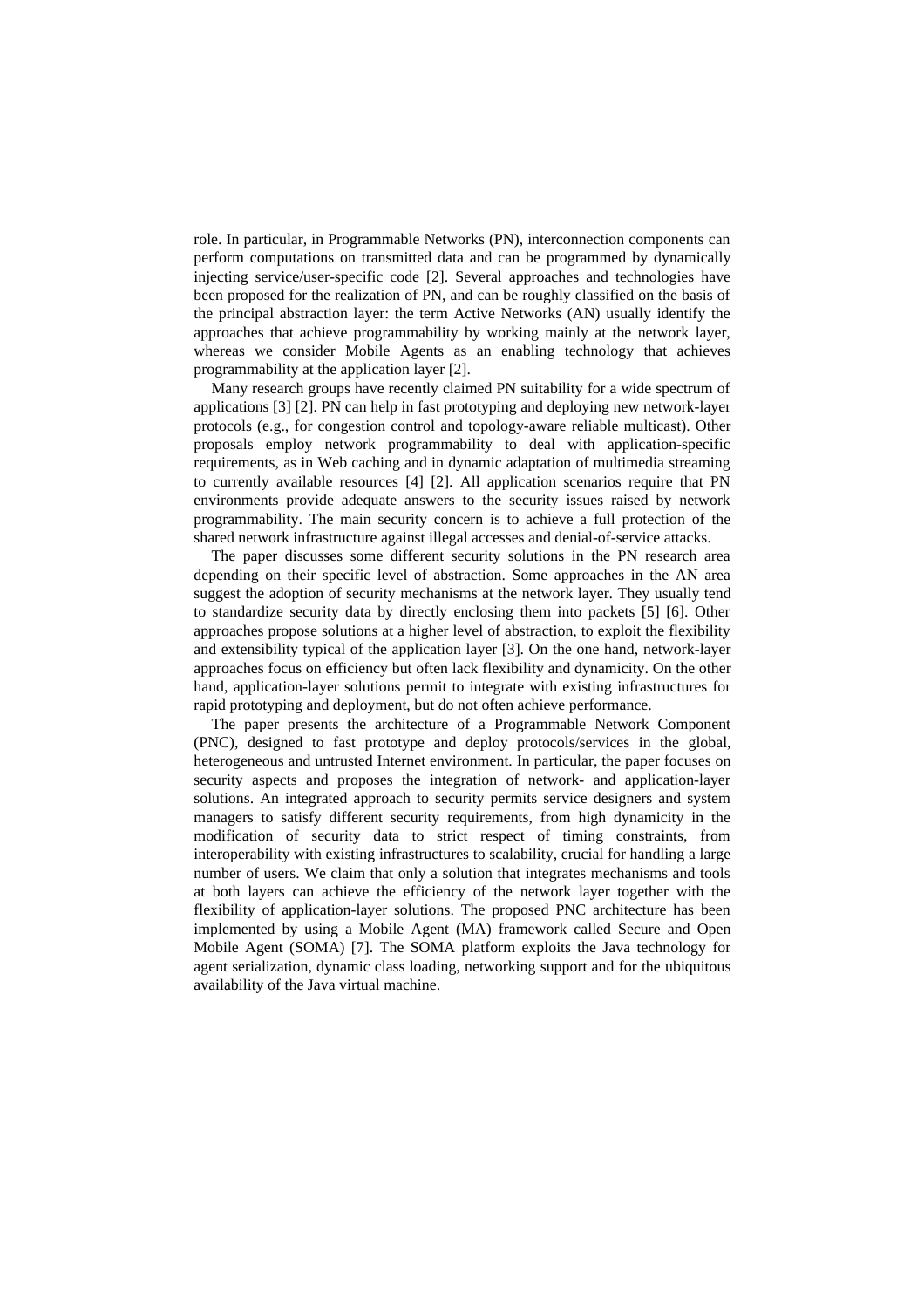role. In particular, in Programmable Networks (PN), interconnection components can perform computations on transmitted data and can be programmed by dynamically injecting service/user-specific code [2]. Several approaches and technologies have been proposed for the realization of PN, and can be roughly classified on the basis of the principal abstraction layer: the term Active Networks (AN) usually identify the approaches that achieve programmability by working mainly at the network layer, whereas we consider Mobile Agents as an enabling technology that achieves programmability at the application layer [2].

Many research groups have recently claimed PN suitability for a wide spectrum of applications [3] [2]. PN can help in fast prototyping and deploying new network-layer protocols (e.g., for congestion control and topology-aware reliable multicast). Other proposals employ network programmability to deal with application-specific requirements, as in Web caching and in dynamic adaptation of multimedia streaming to currently available resources [4] [2]. All application scenarios require that PN environments provide adequate answers to the security issues raised by network programmability. The main security concern is to achieve a full protection of the shared network infrastructure against illegal accesses and denial-of-service attacks.

The paper discusses some different security solutions in the PN research area depending on their specific level of abstraction. Some approaches in the AN area suggest the adoption of security mechanisms at the network layer. They usually tend to standardize security data by directly enclosing them into packets [5] [6]. Other approaches propose solutions at a higher level of abstraction, to exploit the flexibility and extensibility typical of the application layer [3]. On the one hand, network-layer approaches focus on efficiency but often lack flexibility and dynamicity. On the other hand, application-layer solutions permit to integrate with existing infrastructures for rapid prototyping and deployment, but do not often achieve performance.

The paper presents the architecture of a Programmable Network Component (PNC), designed to fast prototype and deploy protocols/services in the global, heterogeneous and untrusted Internet environment. In particular, the paper focuses on security aspects and proposes the integration of network- and application-layer solutions. An integrated approach to security permits service designers and system managers to satisfy different security requirements, from high dynamicity in the modification of security data to strict respect of timing constraints, from interoperability with existing infrastructures to scalability, crucial for handling a large number of users. We claim that only a solution that integrates mechanisms and tools at both layers can achieve the efficiency of the network layer together with the flexibility of application-layer solutions. The proposed PNC architecture has been implemented by using a Mobile Agent (MA) framework called Secure and Open Mobile Agent (SOMA) [7]. The SOMA platform exploits the Java technology for agent serialization, dynamic class loading, networking support and for the ubiquitous availability of the Java virtual machine.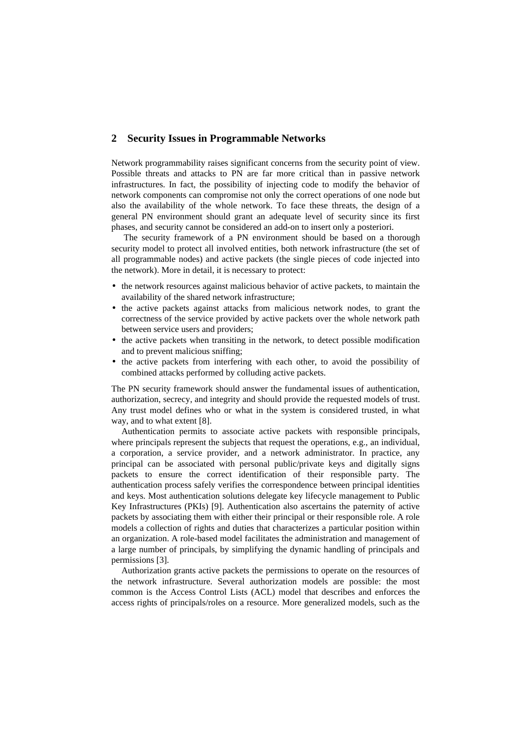## 2 Security Issues in Programmable Networks

Network programmability raises significant concerns from the security point of view. Possible threats and attacks to PN are far more critical than in passive network infrastructures. In fact, the possibility of injecting code to modify the behavior of network components can compromise not only the correct operations of one node but also the availability of the whole network. To face these threats, the design of a general PN environment should grant an adequate level of security since its first phases, and security cannot be considered an add-on to insert only a posteriori.

The security framework of a PN environment should be based on a thorough security model to protect all involved entities, both network infrastructure (the set of all programmable nodes) and active packets (the single pieces of code injected into the network). More in detail, it is necessary to protect:

- the network resources against malicious behavior of active packets, to maintain the availability of the shared network infrastructure;
- the active packets against attacks from malicious network nodes, to grant the correctness of the service provided by active packets over the whole network path between service users and providers;
- the active packets when transiting in the network, to detect possible modification and to prevent malicious sniffing;
- the active packets from interfering with each other, to avoid the possibility of combined attacks performed by colluding active packets.

The PN security framework should answer the fundamental issues of authentication, authorization, secrecy, and integrity and should provide the requested models of trust. Any trust model defines who or what in the system is considered trusted, in what way, and to what extent [8].

Authentication permits to associate active packets with responsible principals, where principals represent the subjects that request the operations, e.g., an individual, a corporation, a service provider, and a network administrator. In practice, any principal can be associated with personal public/private keys and digitally signs packets to ensure the correct identification of their responsible party. The authentication process safely verifies the correspondence between principal identities and keys. Most authentication solutions delegate key lifecycle management to Public Key Infrastructures (PKIs) [9]. Authentication also ascertains the paternity of active packets by associating them with either their principal or their responsible role. A role models a collection of rights and duties that characterizes a particular position within an organization. A role-based model facilitates the administration and management of a large number of principals, by simplifying the dynamic handling of principals and permissions [3].

Authorization grants active packets the permissions to operate on the resources of the network infrastructure. Several authorization models are possible: the most common is the Access Control Lists (ACL) model that describes and enforces the access rights of principals/roles on a resource. More generalized models, such as the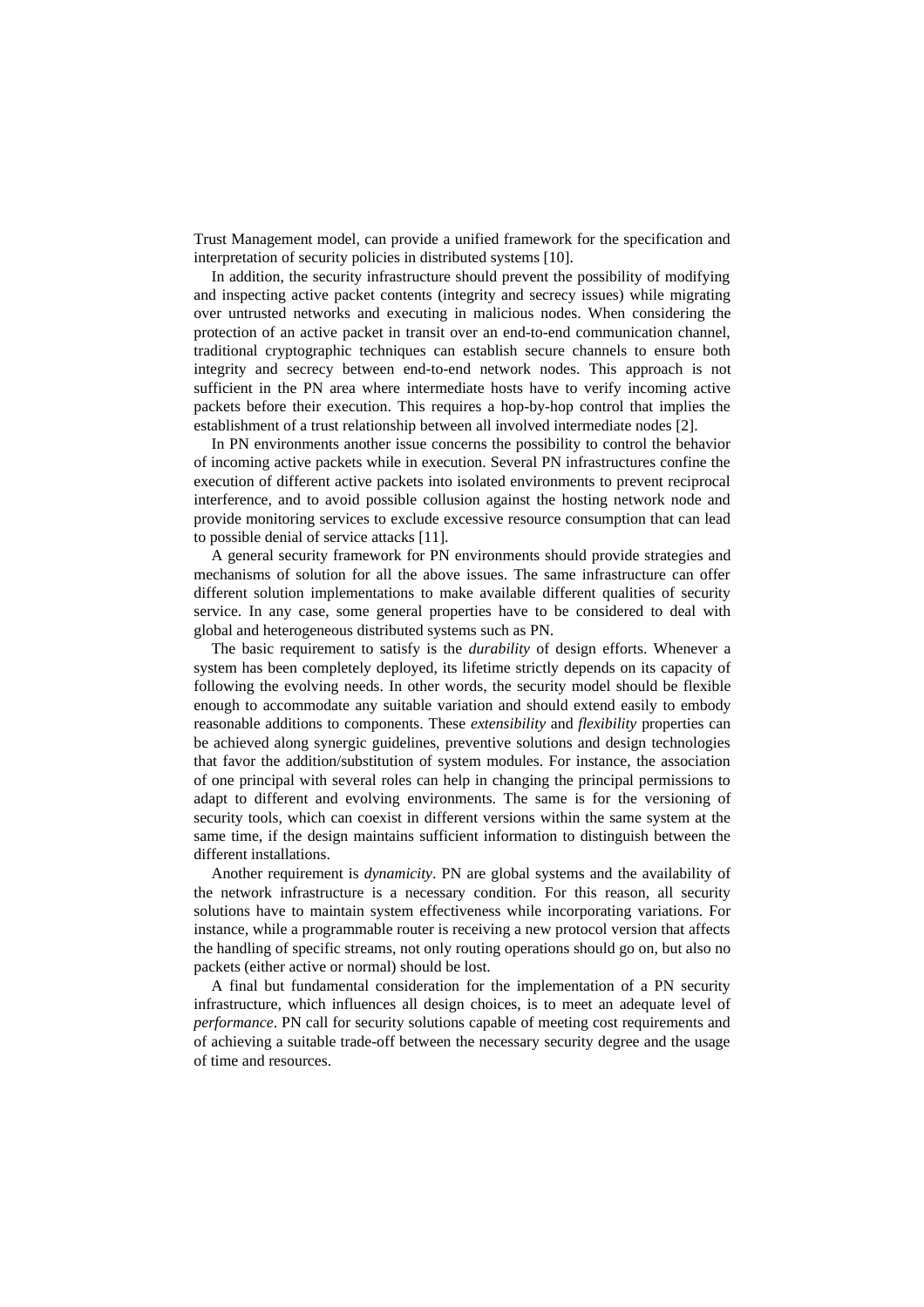Trust Management model, can provide a unified framework for the specification and interpretation of security policies in distributed systems [10].

In addition, the security infrastructure should prevent the possibility of modifying and inspecting active packet contents (integrity and secrecy issues) while migrating over untrusted networks and executing in malicious nodes. When considering the protection of an active packet in transit over an end-to-end communication channel, traditional cryptographic techniques can establish secure channels to ensure both integrity and secrecy between end-to-end network nodes. This approach is not sufficient in the PN area where intermediate hosts have to verify incoming active packets before their execution. This requires a hop-by-hop control that implies the establishment of a trust relationship between all involved intermediate nodes [2].

In PN environments another issue concerns the possibility to control the behavior of incoming active packets while in execution. Several PN infrastructures confine the execution of different active packets into isolated environments to prevent reciprocal interference, and to avoid possible collusion against the hosting network node and provide monitoring services to exclude excessive resource consumption that can lead to possible denial of service attacks [11].

A general security framework for PN environments should provide strategies and mechanisms of solution for all the above issues. The same infrastructure can offer different solution implementations to make available different qualities of security service. In any case, some general properties have to be considered to deal with global and heterogeneous distributed systems such as PN.

The basic requirement to satisfy is the *durability* of design efforts. Whenever a system has been completely deployed, its lifetime strictly depends on its capacity of following the evolving needs. In other words, the security model should be flexible enough to accommodate any suitable variation and should extend easily to embody reasonable additions to components. These *extensibility* and *flexibility* properties can be achieved along synergic guidelines, preventive solutions and design technologies that favor the addition/substitution of system modules. For instance, the association of one principal with several roles can help in changing the principal permissions to adapt to different and evolving environments. The same is for the versioning of security tools, which can coexist in different versions within the same system at the same time, if the design maintains sufficient information to distinguish between the different installations.

Another requirement is *dynamicity*. PN are global systems and the availability of the network infrastructure is a necessary condition. For this reason, all security solutions have to maintain system effectiveness while incorporating variations. For instance, while a programmable router is receiving a new protocol version that affects the handling of specific streams, not only routing operations should go on, but also no packets (either active or normal) should be lost.

A final but fundamental consideration for the implementation of a PN security infrastructure, which influences all design choices, is to meet an adequate level of *performance*. PN call for security solutions capable of meeting cost requirements and of achieving a suitable trade-off between the necessary security degree and the usage of time and resources.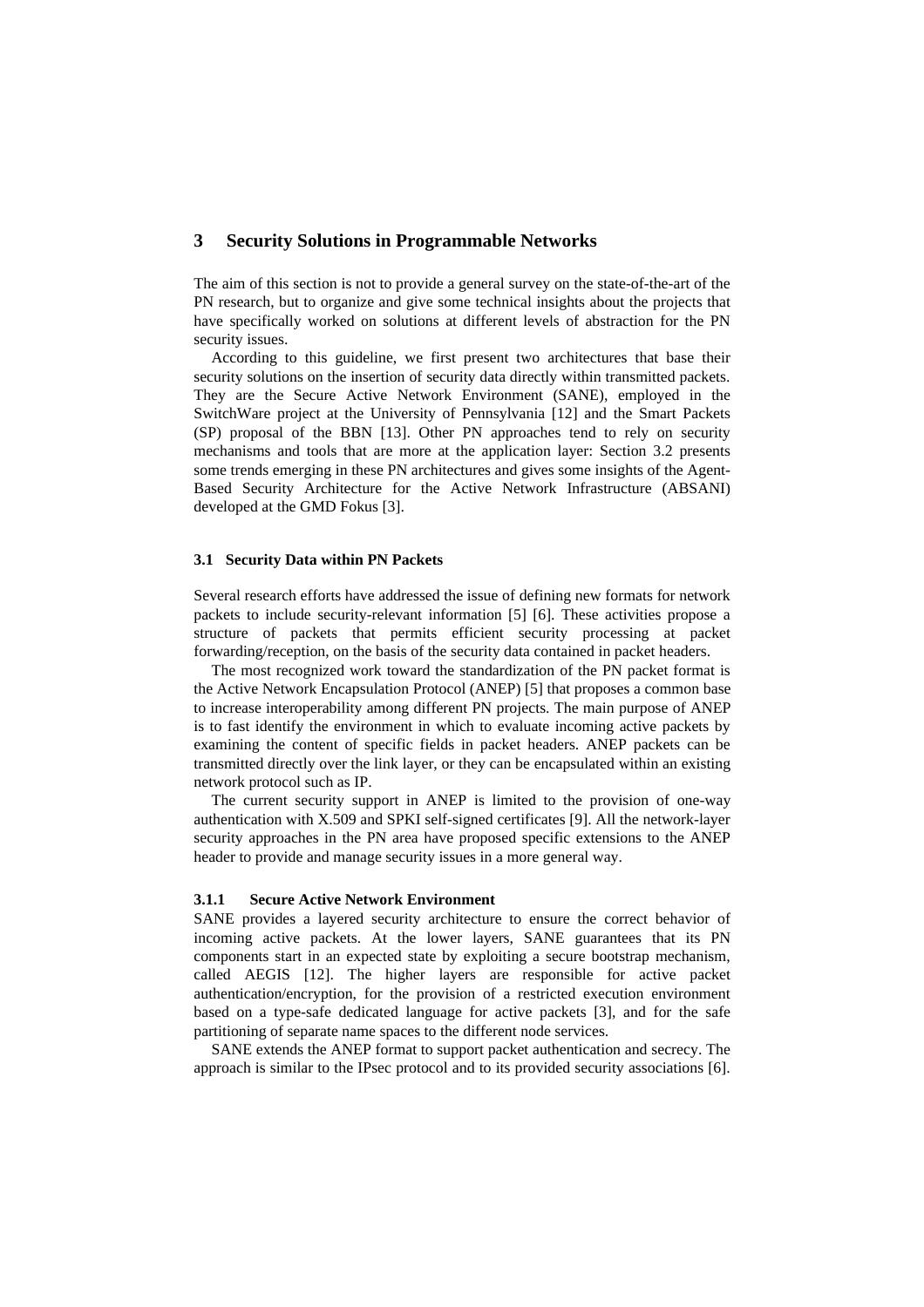# 3 Security Solutions in Programmable Networks

The aim of this section is not to provide a general survey on the state-of-the-art of the PN research, but to organize and give some technical insights about the projects that have specifically worked on solutions at different levels of abstraction for the PN security issues.

According to this guideline, we first present two architectures that base their security solutions on the insertion of security data directly within transmitted packets. They are the Secure Active Network Environment (SANE), employed in the SwitchWare project at the University of Pennsylvania [12] and the Smart Packets (SP) proposal of the BBN [13]. Other PN approaches tend to rely on security mechanisms and tools that are more at the application layer: Section 3.2 presents some trends emerging in these PN architectures and gives some insights of the Agent-Based Security Architecture for the Active Network Infrastructure (ABSANI) developed at the GMD Fokus [3].

## 3.1 Security Data within PN Packets

Several research efforts have addressed the issue of defining new formats for network packets to include security-relevant information [5] [6]. These activities propose a structure of packets that permits efficient security processing at packet forwarding/reception, on the basis of the security data contained in packet headers.

The most recognized work toward the standardization of the PN packet format is the Active Network Encapsulation Protocol (ANEP) [5] that proposes a common base to increase interoperability among different PN projects. The main purpose of ANEP is to fast identify the environment in which to evaluate incoming active packets by examining the content of specific fields in packet headers. ANEP packets can be transmitted directly over the link layer, or they can be encapsulated within an existing network protocol such as IP.

The current security support in ANEP is limited to the provision of one-way authentication with X.509 and SPKI self-signed certificates [9]. All the network-layer security approaches in the PN area have proposed specific extensions to the ANEP header to provide and manage security issues in a more general way.

### 3.1.1 Secure Active Network Environment

SANE provides a layered security architecture to ensure the correct behavior of incoming active packets. At the lower layers, SANE guarantees that its PN components start in an expected state by exploiting a secure bootstrap mechanism, called AEGIS [12]. The higher layers are responsible for active packet authentication/encryption, for the provision of a restricted execution environment based on a type-safe dedicated language for active packets [3], and for the safe partitioning of separate name spaces to the different node services.

SANE extends the ANEP format to support packet authentication and secrecy. The approach is similar to the IPsec protocol and to its provided security associations [6].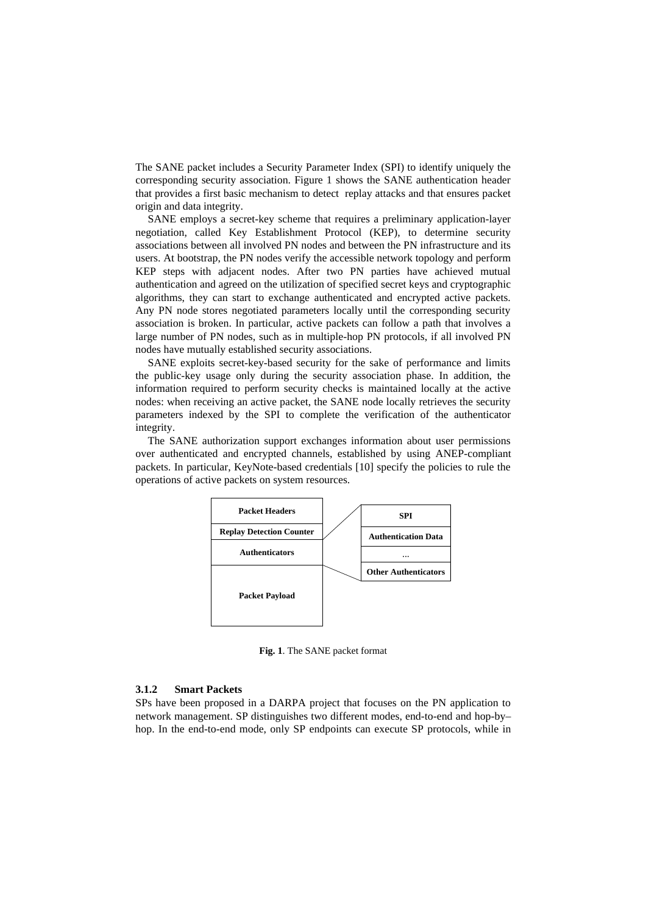The SANE packet includes a Security Parameter Index (SPI) to identify uniquely the corresponding security association. Figure 1 shows the SANE authentication header that provides a first basic mechanism to detect replay attacks and that ensures packet origin and data integrity.

SANE employs a secret-key scheme that requires a preliminary application-layer negotiation, called Key Establishment Protocol (KEP), to determine security associations between all involved PN nodes and between the PN infrastructure and its users. At bootstrap, the PN nodes verify the accessible network topology and perform KEP steps with adjacent nodes. After two PN parties have achieved mutual authentication and agreed on the utilization of specified secret keys and cryptographic algorithms, they can start to exchange authenticated and encrypted active packets. Any PN node stores negotiated parameters locally until the corresponding security association is broken. In particular, active packets can follow a path that involves a large number of PN nodes, such as in multiple-hop PN protocols, if all involved PN nodes have mutually established security associations.

SANE exploits secret-key-based security for the sake of performance and limits the public-key usage only during the security association phase. In addition, the information required to perform security checks is maintained locally at the active nodes: when receiving an active packet, the SANE node locally retrieves the security parameters indexed by the SPI to complete the verification of the authenticator integrity.

The SANE authorization support exchanges information about user permissions over authenticated and encrypted channels, established by using ANEP-compliant packets. In particular, KeyNote-based credentials [10] specify the policies to rule the operations of active packets on system resources.

| Packet Format |
|---|
| **Packet Headers** |
| **Replay Detection Counter** |
| **Authenticators** |
| **Packet Payload** |

| Authenticators |
|---|
| **SPI** |
| **Authentication Data** |
| … |
| **Other Authenticators** |

**Fig. 1**. The SANE packet format

### 3.1.2 Smart Packets

SPs have been proposed in a DARPA project that focuses on the PN application to network management. SP distinguishes two different modes, end-to-end and hop-by–hop. In the end-to-end mode, only SP endpoints can execute SP protocols, while in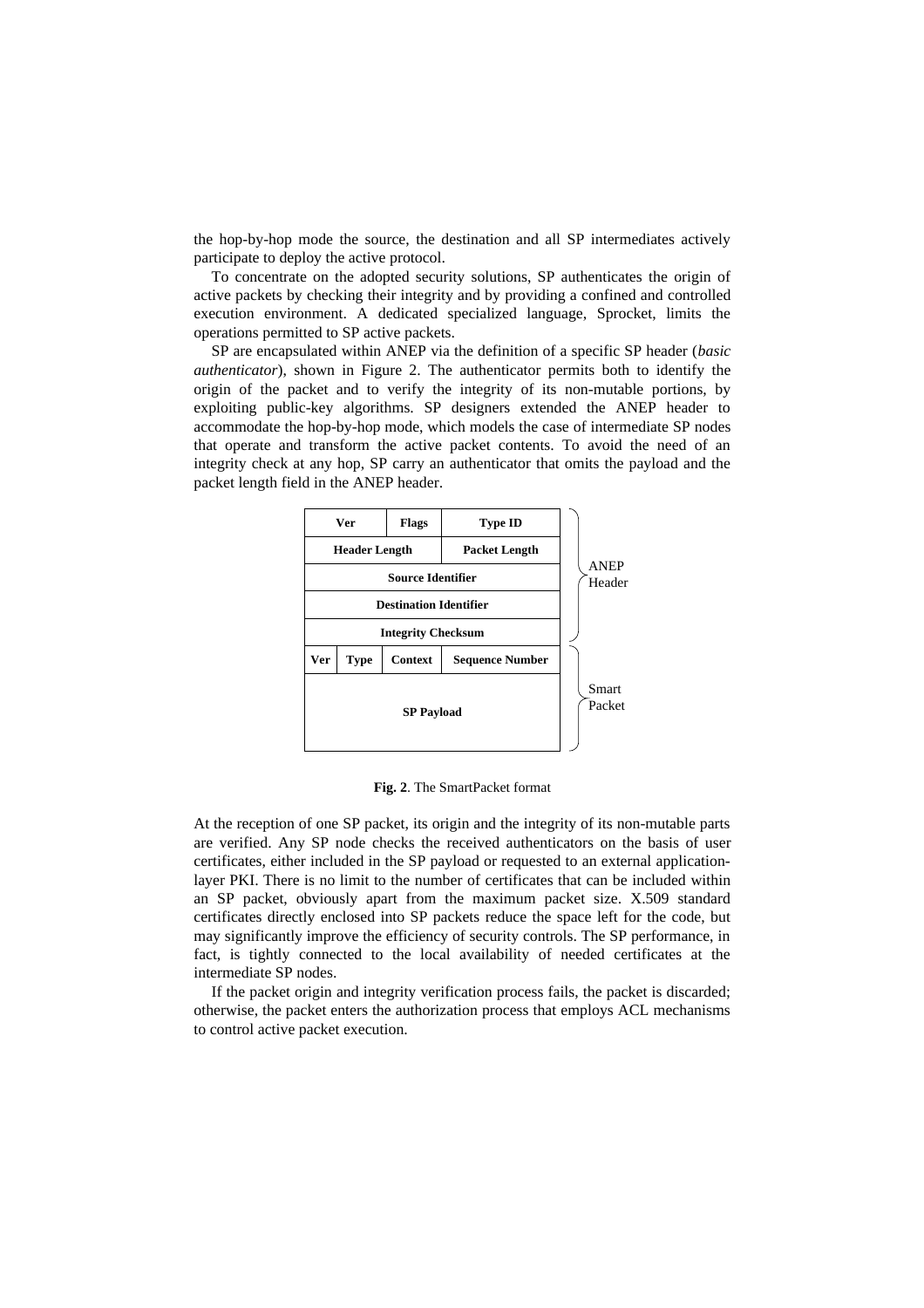the hop-by-hop mode the source, the destination and all SP intermediates actively participate to deploy the active protocol.

To concentrate on the adopted security solutions, SP authenticates the origin of active packets by checking their integrity and by providing a confined and controlled execution environment. A dedicated specialized language, Sprocket, limits the operations permitted to SP active packets.

SP are encapsulated within ANEP via the definition of a specific SP header (*basic authenticator*), shown in Figure 2. The authenticator permits both to identify the origin of the packet and to verify the integrity of its non-mutable portions, by exploiting public-key algorithms. SP designers extended the ANEP header to accommodate the hop-by-hop mode, which models the case of intermediate SP nodes that operate and transform the active packet contents. To avoid the need of an integrity check at any hop, SP carry an authenticator that omits the payload and the packet length field in the ANEP header.

| Ver | | Flags | Type ID | |
|---|---|---|---|---|
| Header Length | | | Packet Length | ANEP Header |
| Source Identifier | | | | |
| Destination Identifier | | | | |
| Integrity Checksum | | | | |
| Ver | Type | Context | Sequence Number | Smart Packet |
| SP Payload | | | | |

**Fig. 2**. The SmartPacket format

At the reception of one SP packet, its origin and the integrity of its non-mutable parts are verified. Any SP node checks the received authenticators on the basis of user certificates, either included in the SP payload or requested to an external application-layer PKI. There is no limit to the number of certificates that can be included within an SP packet, obviously apart from the maximum packet size. X.509 standard certificates directly enclosed into SP packets reduce the space left for the code, but may significantly improve the efficiency of security controls. The SP performance, in fact, is tightly connected to the local availability of needed certificates at the intermediate SP nodes.

If the packet origin and integrity verification process fails, the packet is discarded; otherwise, the packet enters the authorization process that employs ACL mechanisms to control active packet execution.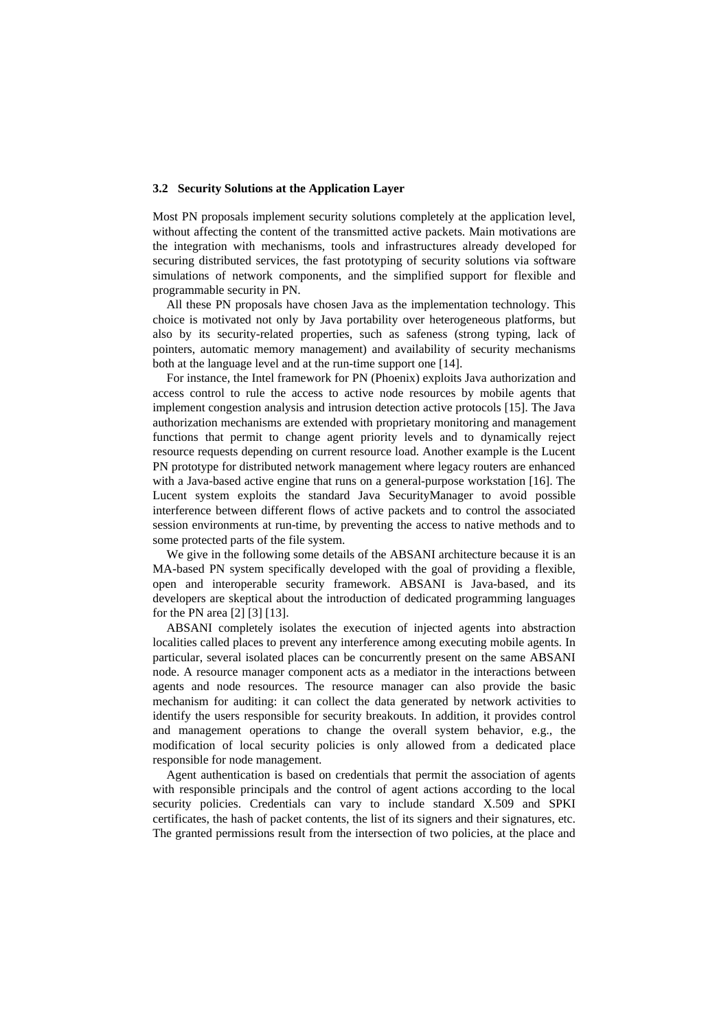### 3.2 Security Solutions at the Application Layer

Most PN proposals implement security solutions completely at the application level, without affecting the content of the transmitted active packets. Main motivations are the integration with mechanisms, tools and infrastructures already developed for securing distributed services, the fast prototyping of security solutions via software simulations of network components, and the simplified support for flexible and programmable security in PN.

All these PN proposals have chosen Java as the implementation technology. This choice is motivated not only by Java portability over heterogeneous platforms, but also by its security-related properties, such as safeness (strong typing, lack of pointers, automatic memory management) and availability of security mechanisms both at the language level and at the run-time support one [14].

For instance, the Intel framework for PN (Phoenix) exploits Java authorization and access control to rule the access to active node resources by mobile agents that implement congestion analysis and intrusion detection active protocols [15]. The Java authorization mechanisms are extended with proprietary monitoring and management functions that permit to change agent priority levels and to dynamically reject resource requests depending on current resource load. Another example is the Lucent PN prototype for distributed network management where legacy routers are enhanced with a Java-based active engine that runs on a general-purpose workstation [16]. The Lucent system exploits the standard Java SecurityManager to avoid possible interference between different flows of active packets and to control the associated session environments at run-time, by preventing the access to native methods and to some protected parts of the file system.

We give in the following some details of the ABSANI architecture because it is an MA-based PN system specifically developed with the goal of providing a flexible, open and interoperable security framework. ABSANI is Java-based, and its developers are skeptical about the introduction of dedicated programming languages for the PN area [2] [3] [13].

ABSANI completely isolates the execution of injected agents into abstraction localities called places to prevent any interference among executing mobile agents. In particular, several isolated places can be concurrently present on the same ABSANI node. A resource manager component acts as a mediator in the interactions between agents and node resources. The resource manager can also provide the basic mechanism for auditing: it can collect the data generated by network activities to identify the users responsible for security breakouts. In addition, it provides control and management operations to change the overall system behavior, e.g., the modification of local security policies is only allowed from a dedicated place responsible for node management.

Agent authentication is based on credentials that permit the association of agents with responsible principals and the control of agent actions according to the local security policies. Credentials can vary to include standard X.509 and SPKI certificates, the hash of packet contents, the list of its signers and their signatures, etc. The granted permissions result from the intersection of two policies, at the place and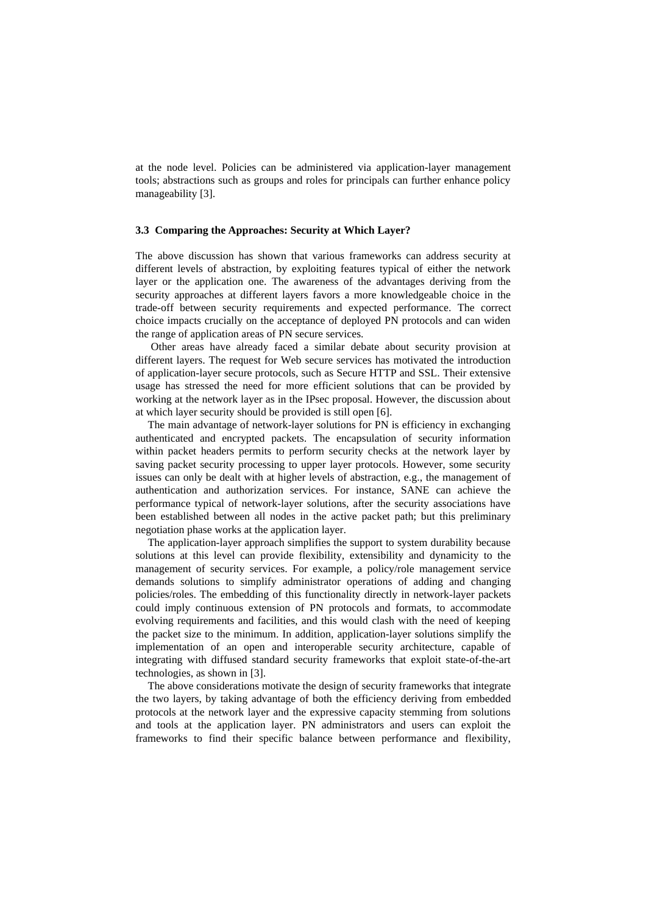at the node level. Policies can be administered via application-layer management tools; abstractions such as groups and roles for principals can further enhance policy manageability [3].

### 3.3 Comparing the Approaches: Security at Which Layer?

The above discussion has shown that various frameworks can address security at different levels of abstraction, by exploiting features typical of either the network layer or the application one. The awareness of the advantages deriving from the security approaches at different layers favors a more knowledgeable choice in the trade-off between security requirements and expected performance. The correct choice impacts crucially on the acceptance of deployed PN protocols and can widen the range of application areas of PN secure services.

Other areas have already faced a similar debate about security provision at different layers. The request for Web secure services has motivated the introduction of application-layer secure protocols, such as Secure HTTP and SSL. Their extensive usage has stressed the need for more efficient solutions that can be provided by working at the network layer as in the IPsec proposal. However, the discussion about at which layer security should be provided is still open [6].

The main advantage of network-layer solutions for PN is efficiency in exchanging authenticated and encrypted packets. The encapsulation of security information within packet headers permits to perform security checks at the network layer by saving packet security processing to upper layer protocols. However, some security issues can only be dealt with at higher levels of abstraction, e.g., the management of authentication and authorization services. For instance, SANE can achieve the performance typical of network-layer solutions, after the security associations have been established between all nodes in the active packet path; but this preliminary negotiation phase works at the application layer.

The application-layer approach simplifies the support to system durability because solutions at this level can provide flexibility, extensibility and dynamicity to the management of security services. For example, a policy/role management service demands solutions to simplify administrator operations of adding and changing policies/roles. The embedding of this functionality directly in network-layer packets could imply continuous extension of PN protocols and formats, to accommodate evolving requirements and facilities, and this would clash with the need of keeping the packet size to the minimum. In addition, application-layer solutions simplify the implementation of an open and interoperable security architecture, capable of integrating with diffused standard security frameworks that exploit state-of-the-art technologies, as shown in [3].

The above considerations motivate the design of security frameworks that integrate the two layers, by taking advantage of both the efficiency deriving from embedded protocols at the network layer and the expressive capacity stemming from solutions and tools at the application layer. PN administrators and users can exploit the frameworks to find their specific balance between performance and flexibility,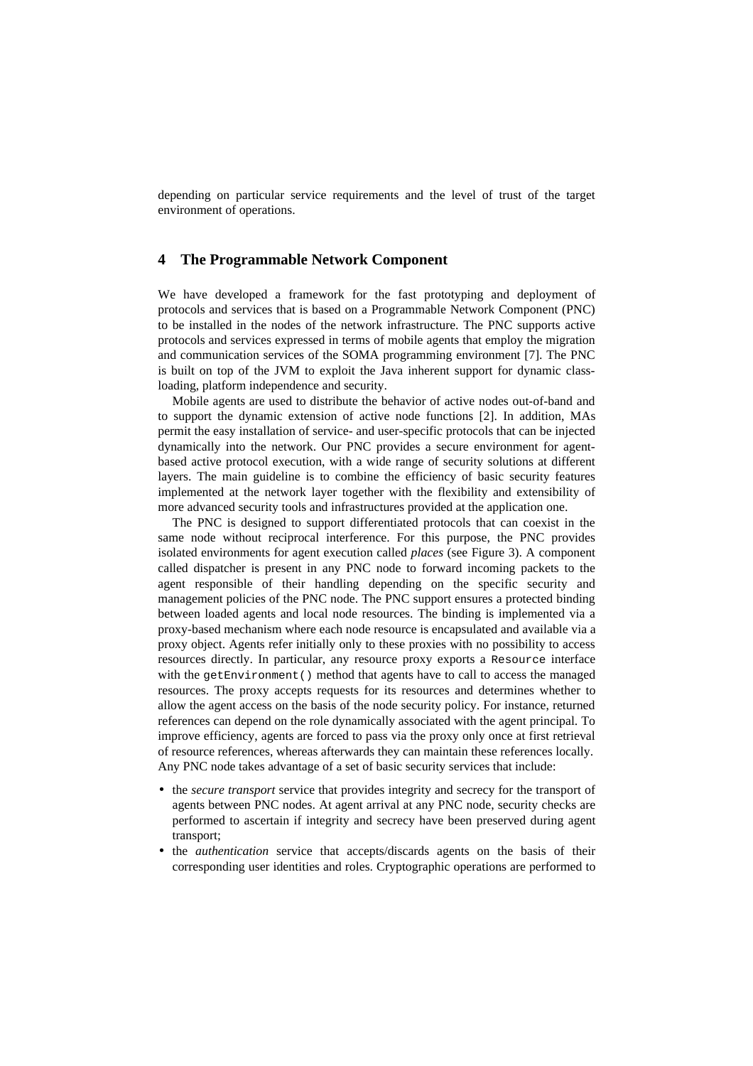depending on particular service requirements and the level of trust of the target environment of operations.

## 4 The Programmable Network Component

We have developed a framework for the fast prototyping and deployment of protocols and services that is based on a Programmable Network Component (PNC) to be installed in the nodes of the network infrastructure. The PNC supports active protocols and services expressed in terms of mobile agents that employ the migration and communication services of the SOMA programming environment [7]. The PNC is built on top of the JVM to exploit the Java inherent support for dynamic class-loading, platform independence and security.

Mobile agents are used to distribute the behavior of active nodes out-of-band and to support the dynamic extension of active node functions [2]. In addition, MAs permit the easy installation of service- and user-specific protocols that can be injected dynamically into the network. Our PNC provides a secure environment for agent-based active protocol execution, with a wide range of security solutions at different layers. The main guideline is to combine the efficiency of basic security features implemented at the network layer together with the flexibility and extensibility of more advanced security tools and infrastructures provided at the application one.

The PNC is designed to support differentiated protocols that can coexist in the same node without reciprocal interference. For this purpose, the PNC provides isolated environments for agent execution called *places* (see Figure 3). A component called dispatcher is present in any PNC node to forward incoming packets to the agent responsible of their handling depending on the specific security and management policies of the PNC node. The PNC support ensures a protected binding between loaded agents and local node resources. The binding is implemented via a proxy-based mechanism where each node resource is encapsulated and available via a proxy object. Agents refer initially only to these proxies with no possibility to access resources directly. In particular, any resource proxy exports a `Resource` interface with the `getEnvironment()` method that agents have to call to access the managed resources. The proxy accepts requests for its resources and determines whether to allow the agent access on the basis of the node security policy. For instance, returned references can depend on the role dynamically associated with the agent principal. To improve efficiency, agents are forced to pass via the proxy only once at first retrieval of resource references, whereas afterwards they can maintain these references locally.

Any PNC node takes advantage of a set of basic security services that include:

- the *secure transport* service that provides integrity and secrecy for the transport of agents between PNC nodes. At agent arrival at any PNC node, security checks are performed to ascertain if integrity and secrecy have been preserved during agent transport;
- the *authentication* service that accepts/discards agents on the basis of their corresponding user identities and roles. Cryptographic operations are performed to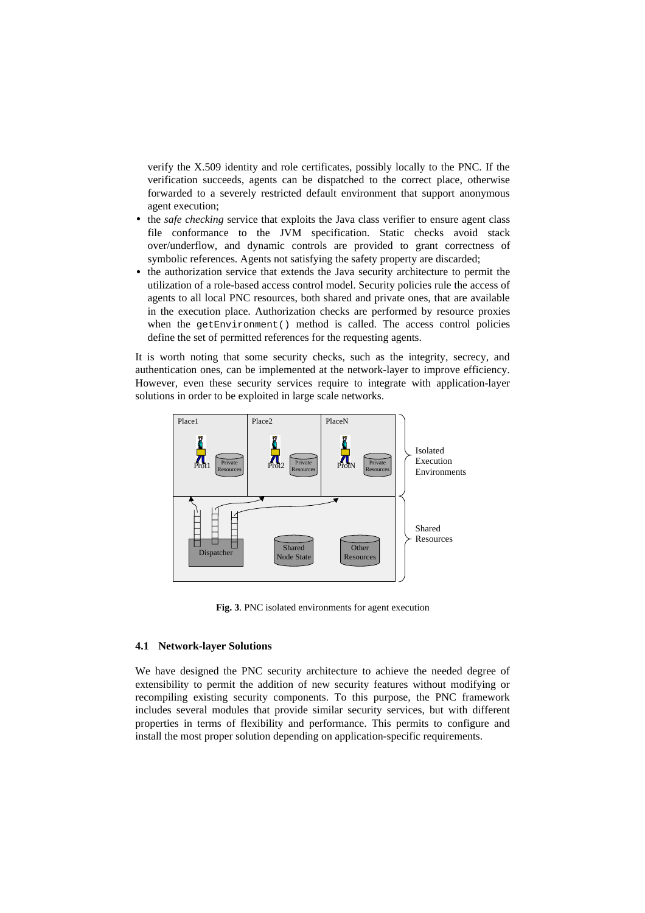verify the X.509 identity and role certificates, possibly locally to the PNC. If the verification succeeds, agents can be dispatched to the correct place, otherwise forwarded to a severely restricted default environment that support anonymous agent execution;

- the *safe checking* service that exploits the Java class verifier to ensure agent class file conformance to the JVM specification. Static checks avoid stack over/underflow, and dynamic controls are provided to grant correctness of symbolic references. Agents not satisfying the safety property are discarded;
- the authorization service that extends the Java security architecture to permit the utilization of a role-based access control model. Security policies rule the access of agents to all local PNC resources, both shared and private ones, that are available in the execution place. Authorization checks are performed by resource proxies when the `getEnvironment()` method is called. The access control policies define the set of permitted references for the requesting agents.

It is worth noting that some security checks, such as the integrity, secrecy, and authentication ones, can be implemented at the network-layer to improve efficiency. However, even these security services require to integrate with application-layer solutions in order to be exploited in large scale networks.

**Fig. 3**. PNC isolated environments for agent execution

### 4.1 Network-layer Solutions

We have designed the PNC security architecture to achieve the needed degree of extensibility to permit the addition of new security features without modifying or recompiling existing security components. To this purpose, the PNC framework includes several modules that provide similar security services, but with different properties in terms of flexibility and performance. This permits to configure and install the most proper solution depending on application-specific requirements.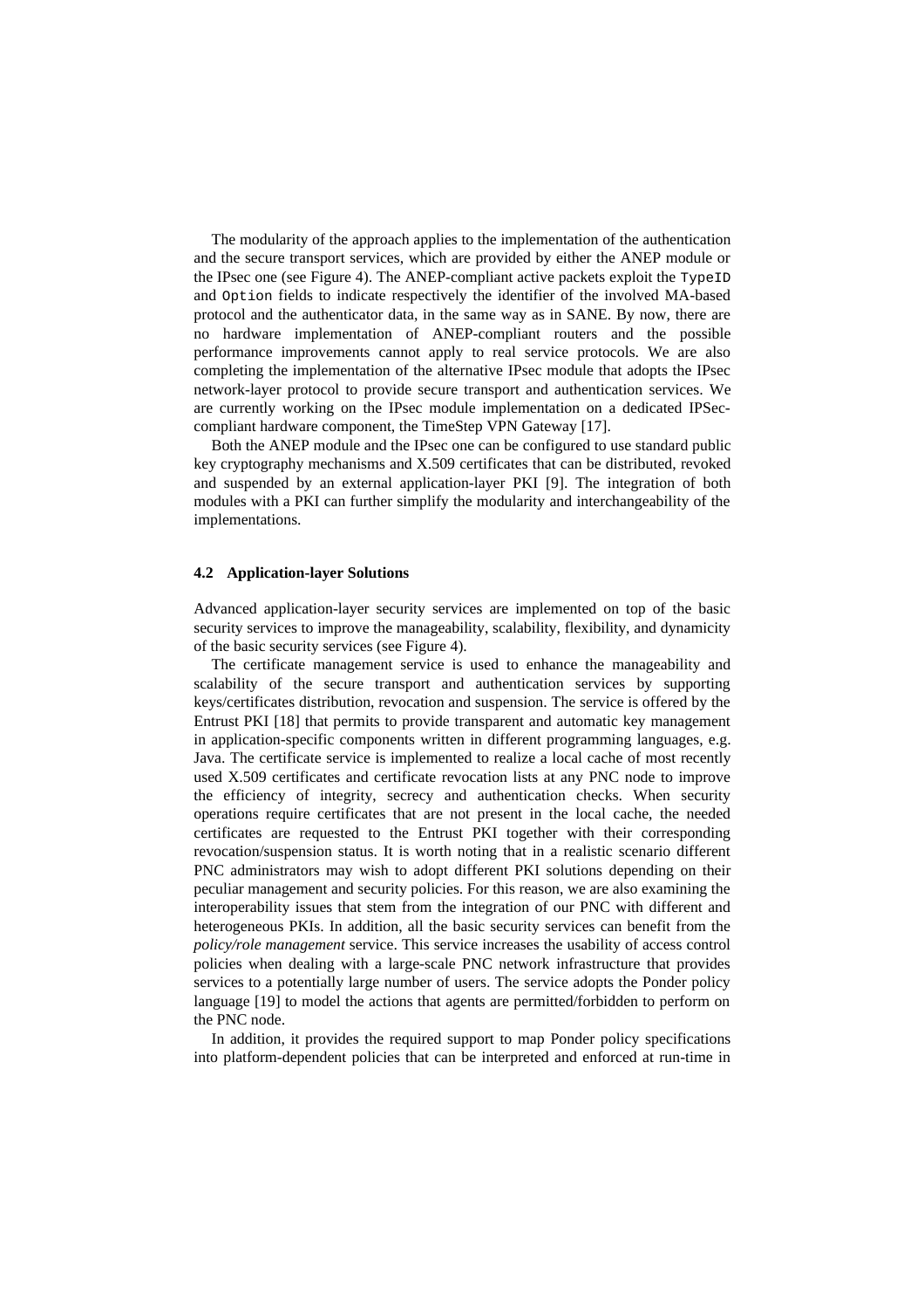The modularity of the approach applies to the implementation of the authentication and the secure transport services, which are provided by either the ANEP module or the IPsec one (see Figure 4). The ANEP-compliant active packets exploit the `TypeID` and `Option` fields to indicate respectively the identifier of the involved MA-based protocol and the authenticator data, in the same way as in SANE. By now, there are no hardware implementation of ANEP-compliant routers and the possible performance improvements cannot apply to real service protocols. We are also completing the implementation of the alternative IPsec module that adopts the IPsec network-layer protocol to provide secure transport and authentication services. We are currently working on the IPsec module implementation on a dedicated IPSec-compliant hardware component, the TimeStep VPN Gateway [17].

Both the ANEP module and the IPsec one can be configured to use standard public key cryptography mechanisms and X.509 certificates that can be distributed, revoked and suspended by an external application-layer PKI [9]. The integration of both modules with a PKI can further simplify the modularity and interchangeability of the implementations.

### 4.2 Application-layer Solutions

Advanced application-layer security services are implemented on top of the basic security services to improve the manageability, scalability, flexibility, and dynamicity of the basic security services (see Figure 4).

The certificate management service is used to enhance the manageability and scalability of the secure transport and authentication services by supporting keys/certificates distribution, revocation and suspension. The service is offered by the Entrust PKI [18] that permits to provide transparent and automatic key management in application-specific components written in different programming languages, e.g. Java. The certificate service is implemented to realize a local cache of most recently used X.509 certificates and certificate revocation lists at any PNC node to improve the efficiency of integrity, secrecy and authentication checks. When security operations require certificates that are not present in the local cache, the needed certificates are requested to the Entrust PKI together with their corresponding revocation/suspension status. It is worth noting that in a realistic scenario different PNC administrators may wish to adopt different PKI solutions depending on their peculiar management and security policies. For this reason, we are also examining the interoperability issues that stem from the integration of our PNC with different and heterogeneous PKIs. In addition, all the basic security services can benefit from the *policy/role management* service. This service increases the usability of access control policies when dealing with a large-scale PNC network infrastructure that provides services to a potentially large number of users. The service adopts the Ponder policy language [19] to model the actions that agents are permitted/forbidden to perform on the PNC node.

In addition, it provides the required support to map Ponder policy specifications into platform-dependent policies that can be interpreted and enforced at run-time in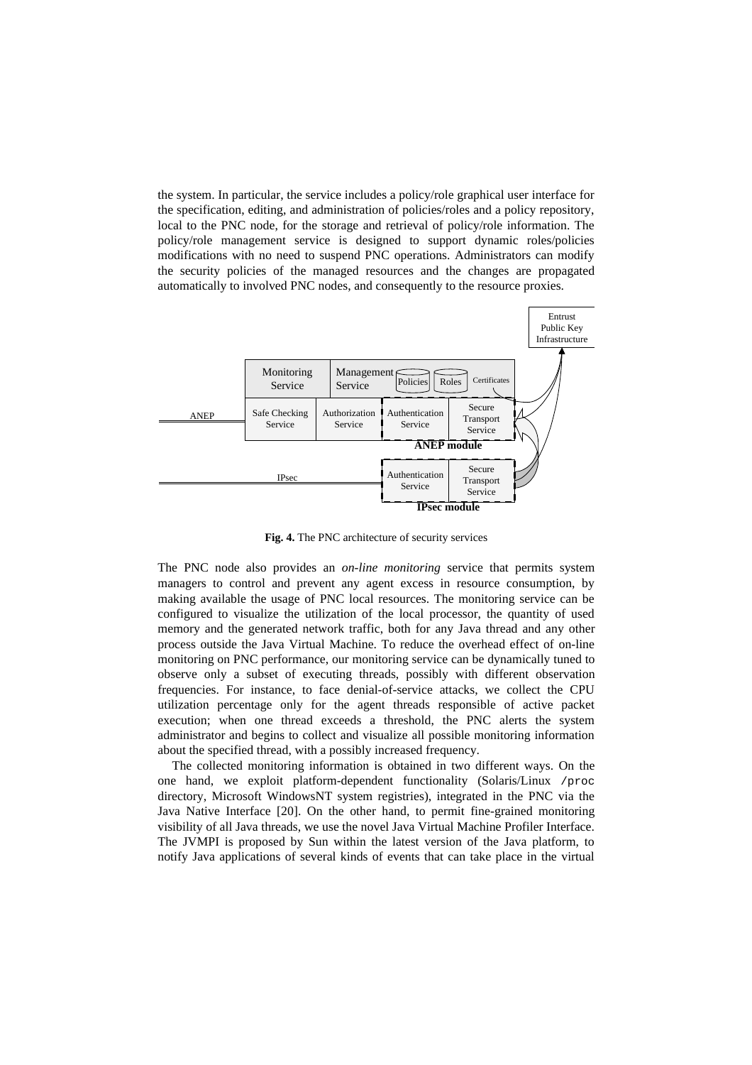the system. In particular, the service includes a policy/role graphical user interface for the specification, editing, and administration of policies/roles and a policy repository, local to the PNC node, for the storage and retrieval of policy/role information. The policy/role management service is designed to support dynamic roles/policies modifications with no need to suspend PNC operations. Administrators can modify the security policies of the managed resources and the changes are propagated automatically to involved PNC nodes, and consequently to the resource proxies.

**Fig. 4.** The PNC architecture of security services

The PNC node also provides an *on-line monitoring* service that permits system managers to control and prevent any agent excess in resource consumption, by making available the usage of PNC local resources. The monitoring service can be configured to visualize the utilization of the local processor, the quantity of used memory and the generated network traffic, both for any Java thread and any other process outside the Java Virtual Machine. To reduce the overhead effect of on-line monitoring on PNC performance, our monitoring service can be dynamically tuned to observe only a subset of executing threads, possibly with different observation frequencies. For instance, to face denial-of-service attacks, we collect the CPU utilization percentage only for the agent threads responsible of active packet execution; when one thread exceeds a threshold, the PNC alerts the system administrator and begins to collect and visualize all possible monitoring information about the specified thread, with a possibly increased frequency.

The collected monitoring information is obtained in two different ways. On the one hand, we exploit platform-dependent functionality (Solaris/Linux `/proc` directory, Microsoft WindowsNT system registries), integrated in the PNC via the Java Native Interface [20]. On the other hand, to permit fine-grained monitoring visibility of all Java threads, we use the novel Java Virtual Machine Profiler Interface. The JVMPI is proposed by Sun within the latest version of the Java platform, to notify Java applications of several kinds of events that can take place in the virtual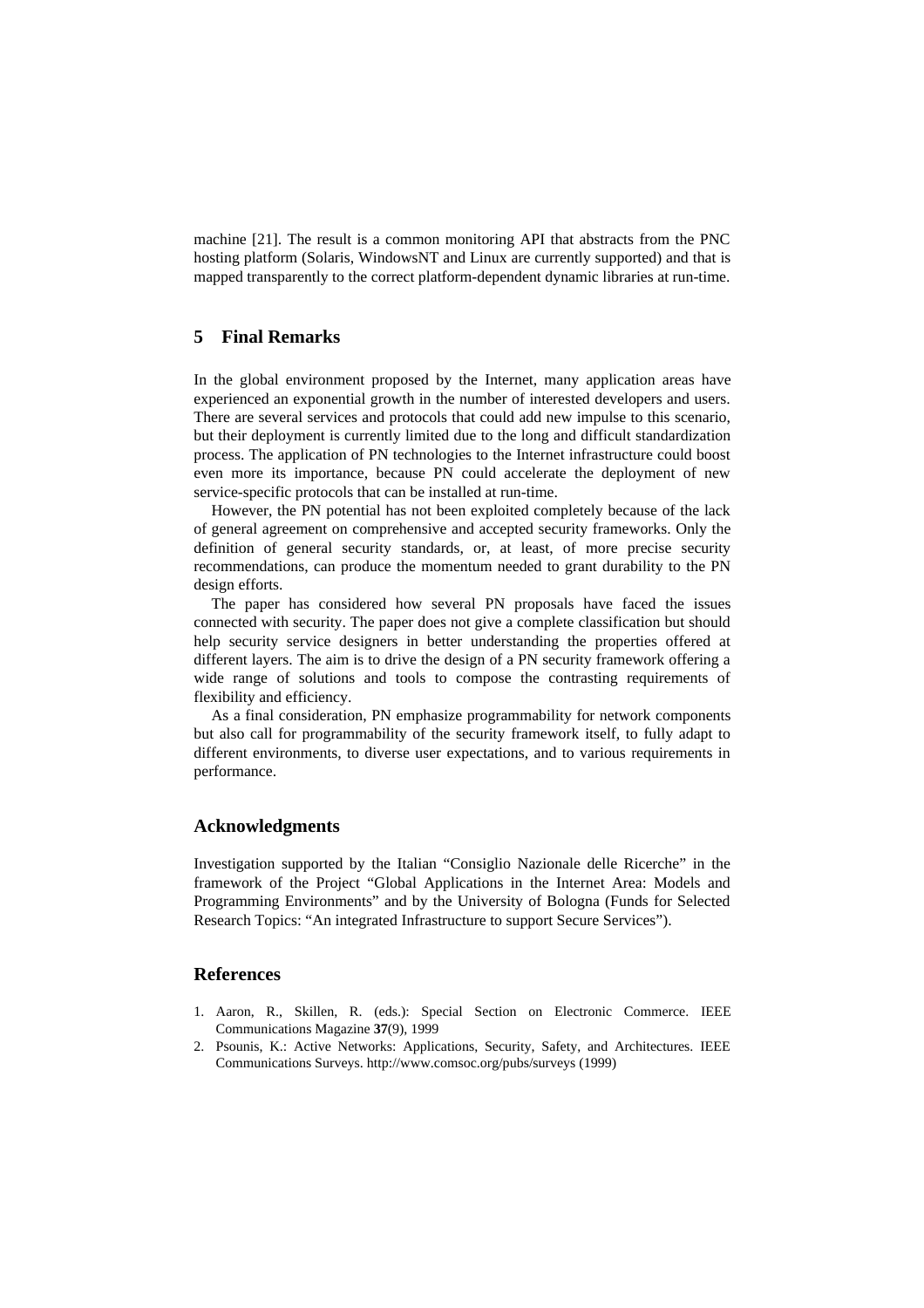machine [21]. The result is a common monitoring API that abstracts from the PNC hosting platform (Solaris, WindowsNT and Linux are currently supported) and that is mapped transparently to the correct platform-dependent dynamic libraries at run-time.

## 5 Final Remarks

In the global environment proposed by the Internet, many application areas have experienced an exponential growth in the number of interested developers and users. There are several services and protocols that could add new impulse to this scenario, but their deployment is currently limited due to the long and difficult standardization process. The application of PN technologies to the Internet infrastructure could boost even more its importance, because PN could accelerate the deployment of new service-specific protocols that can be installed at run-time.

However, the PN potential has not been exploited completely because of the lack of general agreement on comprehensive and accepted security frameworks. Only the definition of general security standards, or, at least, of more precise security recommendations, can produce the momentum needed to grant durability to the PN design efforts.

The paper has considered how several PN proposals have faced the issues connected with security. The paper does not give a complete classification but should help security service designers in better understanding the properties offered at different layers. The aim is to drive the design of a PN security framework offering a wide range of solutions and tools to compose the contrasting requirements of flexibility and efficiency.

As a final consideration, PN emphasize programmability for network components but also call for programmability of the security framework itself, to fully adapt to different environments, to diverse user expectations, and to various requirements in performance.

## Acknowledgments

Investigation supported by the Italian "Consiglio Nazionale delle Ricerche" in the framework of the Project "Global Applications in the Internet Area: Models and Programming Environments" and by the University of Bologna (Funds for Selected Research Topics: "An integrated Infrastructure to support Secure Services").

## References

1. Aaron, R., Skillen, R. (eds.): Special Section on Electronic Commerce. IEEE Communications Magazine **37**(9), 1999
2. Psounis, K.: Active Networks: Applications, Security, Safety, and Architectures. IEEE Communications Surveys. http://www.comsoc.org/pubs/surveys (1999)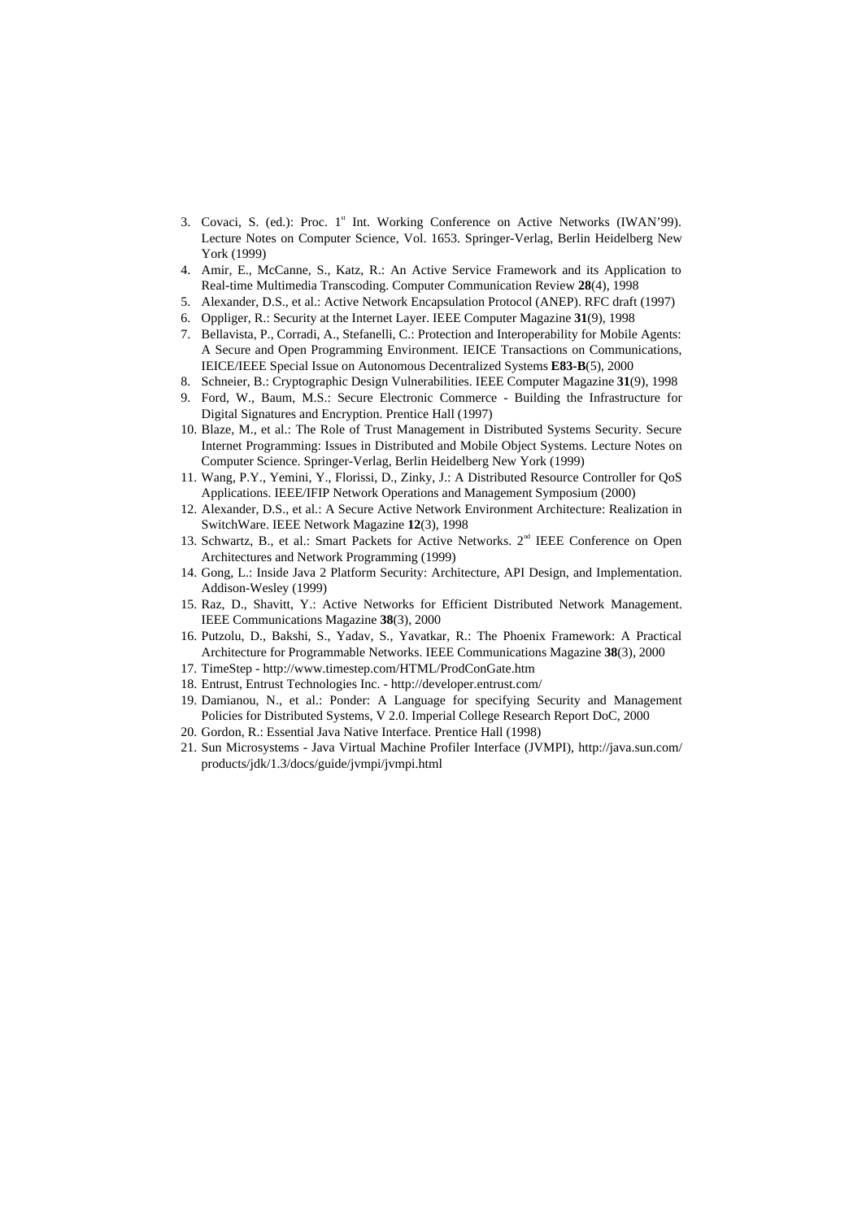3. Covaci, S. (ed.): Proc. 1[st] Int. Working Conference on Active Networks (IWAN'99). Lecture Notes on Computer Science, Vol. 1653. Springer-Verlag, Berlin Heidelberg New York (1999)
4. Amir, E., McCanne, S., Katz, R.: An Active Service Framework and its Application to Real-time Multimedia Transcoding. Computer Communication Review **28**(4), 1998
5. Alexander, D.S., et al.: Active Network Encapsulation Protocol (ANEP). RFC draft (1997)
6. Oppliger, R.: Security at the Internet Layer. IEEE Computer Magazine **31**(9), 1998
7. Bellavista, P., Corradi, A., Stefanelli, C.: Protection and Interoperability for Mobile Agents: A Secure and Open Programming Environment. IEICE Transactions on Communications, IEICE/IEEE Special Issue on Autonomous Decentralized Systems **E83-B**(5), 2000
8. Schneier, B.: Cryptographic Design Vulnerabilities. IEEE Computer Magazine **31**(9), 1998
9. Ford, W., Baum, M.S.: Secure Electronic Commerce - Building the Infrastructure for Digital Signatures and Encryption. Prentice Hall (1997)
10. Blaze, M., et al.: The Role of Trust Management in Distributed Systems Security. Secure Internet Programming: Issues in Distributed and Mobile Object Systems. Lecture Notes on Computer Science. Springer-Verlag, Berlin Heidelberg New York (1999)
11. Wang, P.Y., Yemini, Y., Florissi, D., Zinky, J.: A Distributed Resource Controller for QoS Applications. IEEE/IFIP Network Operations and Management Symposium (2000)
12. Alexander, D.S., et al.: A Secure Active Network Environment Architecture: Realization in SwitchWare. IEEE Network Magazine **12**(3), 1998
13. Schwartz, B., et al.: Smart Packets for Active Networks. 2[nd] IEEE Conference on Open Architectures and Network Programming (1999)
14. Gong, L.: Inside Java 2 Platform Security: Architecture, API Design, and Implementation. Addison-Wesley (1999)
15. Raz, D., Shavitt, Y.: Active Networks for Efficient Distributed Network Management. IEEE Communications Magazine **38**(3), 2000
16. Putzolu, D., Bakshi, S., Yadav, S., Yavatkar, R.: The Phoenix Framework: A Practical Architecture for Programmable Networks. IEEE Communications Magazine **38**(3), 2000
17. TimeStep - http://www.timestep.com/HTML/ProdConGate.htm
18. Entrust, Entrust Technologies Inc. - http://developer.entrust.com/
19. Damianou, N., et al.: Ponder: A Language for specifying Security and Management Policies for Distributed Systems, V 2.0. Imperial College Research Report DoC, 2000
20. Gordon, R.: Essential Java Native Interface. Prentice Hall (1998)
21. Sun Microsystems - Java Virtual Machine Profiler Interface (JVMPI), http://java.sun.com/products/jdk/1.3/docs/guide/jvmpi/jvmpi.html